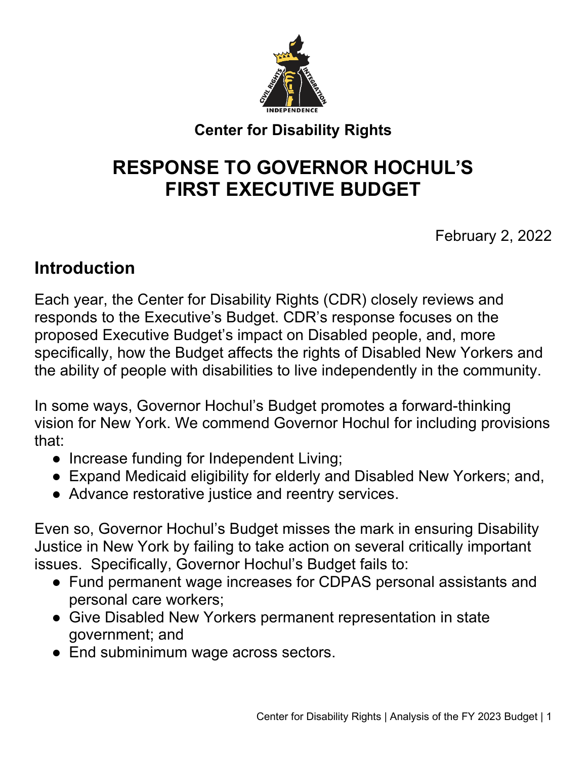**Center for Disability Rights**

# RESPONSE TO GOVERNOR HOCHUL'S FIRST EXECUTIVE BUDGET

February 2, 2022

## Introduction

Each year, the Center for Disability Rights (CDR) closely reviews and responds to the Executive's Budget. CDR's response focuses on the proposed Executive Budget's impact on Disabled people, and, more specifically, how the Budget affects the rights of Disabled New Yorkers and the ability of people with disabilities to live independently in the community.

In some ways, Governor Hochul's Budget promotes a forward-thinking vision for New York. We commend Governor Hochul for including provisions that:

- Increase funding for Independent Living;
- Expand Medicaid eligibility for elderly and Disabled New Yorkers; and,
- Advance restorative justice and reentry services.

Even so, Governor Hochul's Budget misses the mark in ensuring Disability Justice in New York by failing to take action on several critically important issues. Specifically, Governor Hochul's Budget fails to:

- Fund permanent wage increases for CDPAS personal assistants and personal care workers;
- Give Disabled New Yorkers permanent representation in state government; and
- End subminimum wage across sectors.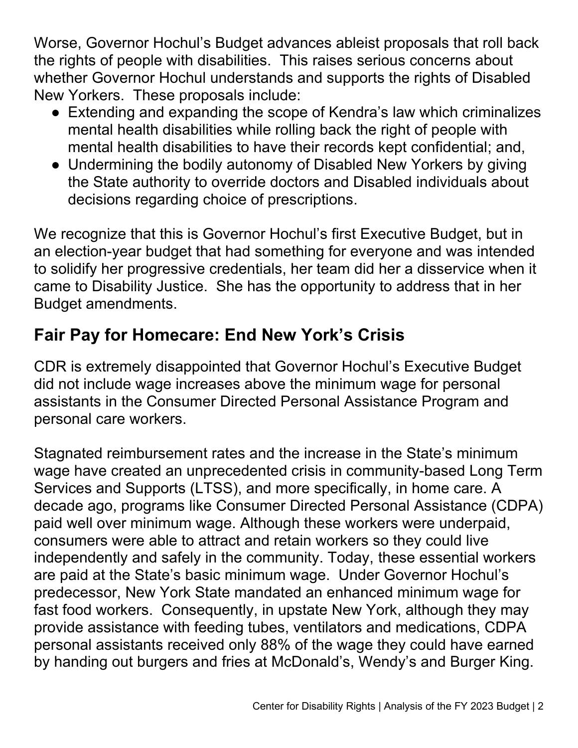Worse, Governor Hochul's Budget advances ableist proposals that roll back the rights of people with disabilities. This raises serious concerns about whether Governor Hochul understands and supports the rights of Disabled New Yorkers. These proposals include:

- Extending and expanding the scope of Kendra's law which criminalizes mental health disabilities while rolling back the right of people with mental health disabilities to have their records kept confidential; and,
- Undermining the bodily autonomy of Disabled New Yorkers by giving the State authority to override doctors and Disabled individuals about decisions regarding choice of prescriptions.

We recognize that this is Governor Hochul's first Executive Budget, but in an election-year budget that had something for everyone and was intended to solidify her progressive credentials, her team did her a disservice when it came to Disability Justice. She has the opportunity to address that in her Budget amendments.

## Fair Pay for Homecare: End New York's Crisis

CDR is extremely disappointed that Governor Hochul's Executive Budget did not include wage increases above the minimum wage for personal assistants in the Consumer Directed Personal Assistance Program and personal care workers.

Stagnated reimbursement rates and the increase in the State's minimum wage have created an unprecedented crisis in community-based Long Term Services and Supports (LTSS), and more specifically, in home care. A decade ago, programs like Consumer Directed Personal Assistance (CDPA) paid well over minimum wage. Although these workers were underpaid, consumers were able to attract and retain workers so they could live independently and safely in the community. Today, these essential workers are paid at the State's basic minimum wage. Under Governor Hochul's predecessor, New York State mandated an enhanced minimum wage for fast food workers. Consequently, in upstate New York, although they may provide assistance with feeding tubes, ventilators and medications, CDPA personal assistants received only 88% of the wage they could have earned by handing out burgers and fries at McDonald's, Wendy's and Burger King.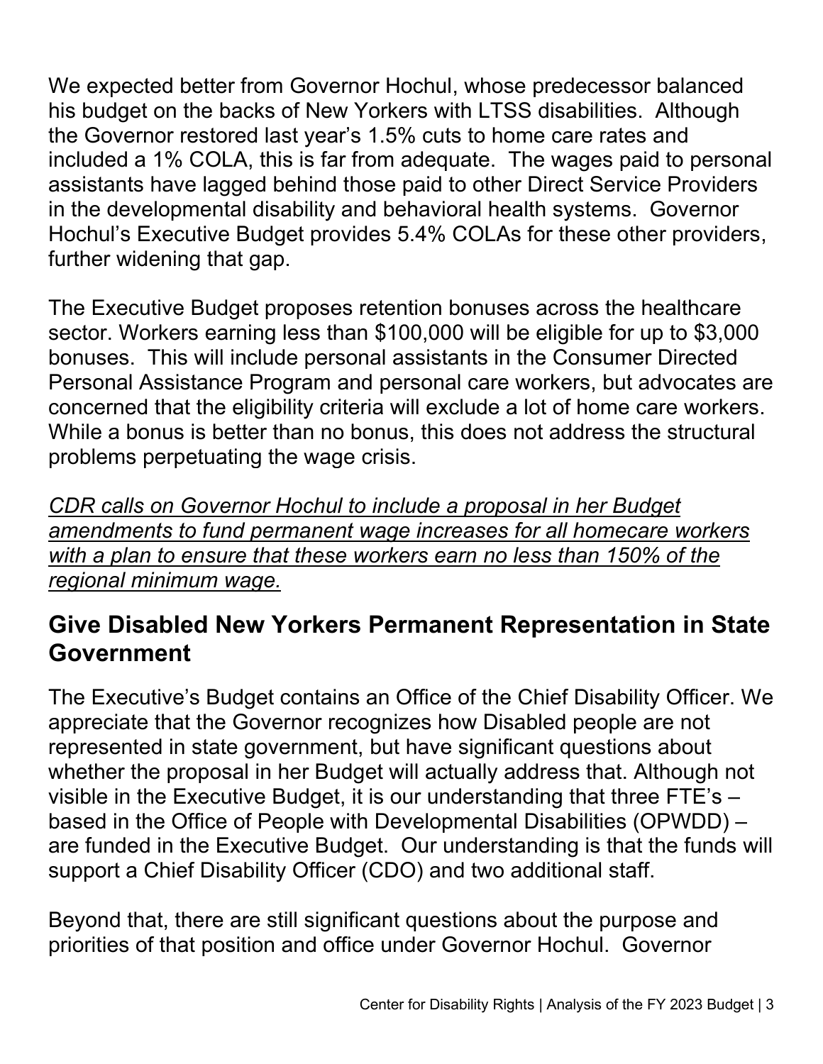We expected better from Governor Hochul, whose predecessor balanced his budget on the backs of New Yorkers with LTSS disabilities. Although the Governor restored last year's 1.5% cuts to home care rates and included a 1% COLA, this is far from adequate. The wages paid to personal assistants have lagged behind those paid to other Direct Service Providers in the developmental disability and behavioral health systems. Governor Hochul's Executive Budget provides 5.4% COLAs for these other providers, further widening that gap.

The Executive Budget proposes retention bonuses across the healthcare sector. Workers earning less than $100,000 will be eligible for up to $3,000 bonuses. This will include personal assistants in the Consumer Directed Personal Assistance Program and personal care workers, but advocates are concerned that the eligibility criteria will exclude a lot of home care workers. While a bonus is better than no bonus, this does not address the structural problems perpetuating the wage crisis.

*<u>CDR calls on Governor Hochul to include a proposal in her Budget amendments to fund permanent wage increases for all homecare workers with a plan to ensure that these workers earn no less than 150% of the regional minimum wage.</u>*

## Give Disabled New Yorkers Permanent Representation in State Government

The Executive's Budget contains an Office of the Chief Disability Officer. We appreciate that the Governor recognizes how Disabled people are not represented in state government, but have significant questions about whether the proposal in her Budget will actually address that. Although not visible in the Executive Budget, it is our understanding that three FTE's – based in the Office of People with Developmental Disabilities (OPWDD) – are funded in the Executive Budget. Our understanding is that the funds will support a Chief Disability Officer (CDO) and two additional staff.

Beyond that, there are still significant questions about the purpose and priorities of that position and office under Governor Hochul. Governor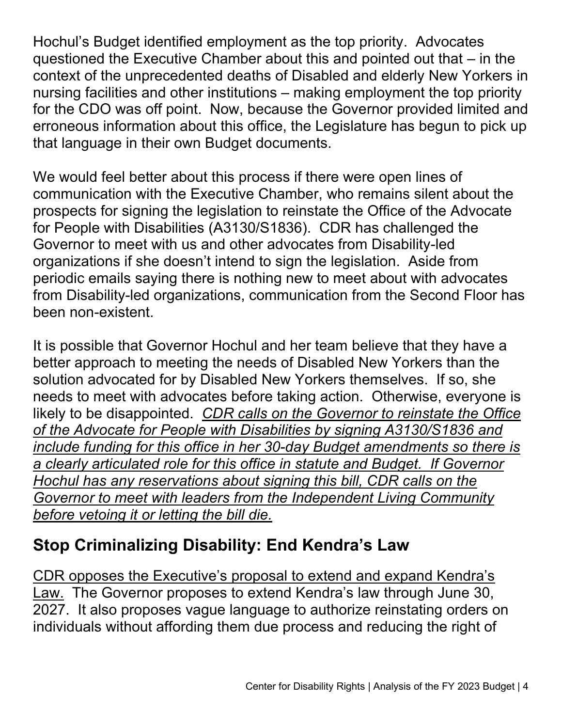Hochul's Budget identified employment as the top priority. Advocates questioned the Executive Chamber about this and pointed out that – in the context of the unprecedented deaths of Disabled and elderly New Yorkers in nursing facilities and other institutions – making employment the top priority for the CDO was off point. Now, because the Governor provided limited and erroneous information about this office, the Legislature has begun to pick up that language in their own Budget documents.

We would feel better about this process if there were open lines of communication with the Executive Chamber, who remains silent about the prospects for signing the legislation to reinstate the Office of the Advocate for People with Disabilities (A3130/S1836). CDR has challenged the Governor to meet with us and other advocates from Disability-led organizations if she doesn't intend to sign the legislation. Aside from periodic emails saying there is nothing new to meet about with advocates from Disability-led organizations, communication from the Second Floor has been non-existent.

It is possible that Governor Hochul and her team believe that they have a better approach to meeting the needs of Disabled New Yorkers than the solution advocated for by Disabled New Yorkers themselves. If so, she needs to meet with advocates before taking action. Otherwise, everyone is likely to be disappointed. <u>*CDR calls on the Governor to reinstate the Office of the Advocate for People with Disabilities by signing A3130/S1836 and include funding for this office in her 30-day Budget amendments so there is a clearly articulated role for this office in statute and Budget. If Governor Hochul has any reservations about signing this bill, CDR calls on the Governor to meet with leaders from the Independent Living Community before vetoing it or letting the bill die.*</u>

## Stop Criminalizing Disability: End Kendra's Law

<u>CDR opposes the Executive's proposal to extend and expand Kendra's Law.</u> The Governor proposes to extend Kendra's law through June 30, 2027. It also proposes vague language to authorize reinstating orders on individuals without affording them due process and reducing the right of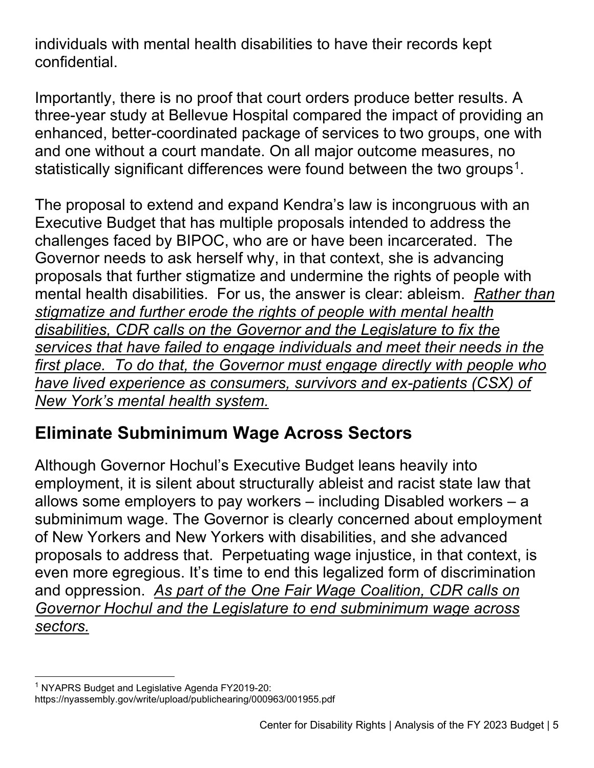individuals with mental health disabilities to have their records kept confidential.

Importantly, there is no proof that court orders produce better results. A three-year study at Bellevue Hospital compared the impact of providing an enhanced, better-coordinated package of services to two groups, one with and one without a court mandate. On all major outcome measures, no statistically significant differences were found between the two groups[1].

The proposal to extend and expand Kendra's law is incongruous with an Executive Budget that has multiple proposals intended to address the challenges faced by BIPOC, who are or have been incarcerated. The Governor needs to ask herself why, in that context, she is advancing proposals that further stigmatize and undermine the rights of people with mental health disabilities. For us, the answer is clear: ableism. *<u>Rather than stigmatize and further erode the rights of people with mental health disabilities, CDR calls on the Governor and the Legislature to fix the services that have failed to engage individuals and meet their needs in the first place. To do that, the Governor must engage directly with people who have lived experience as consumers, survivors and ex-patients (CSX) of New York's mental health system.</u>*

## Eliminate Subminimum Wage Across Sectors

Although Governor Hochul's Executive Budget leans heavily into employment, it is silent about structurally ableist and racist state law that allows some employers to pay workers – including Disabled workers – a subminimum wage. The Governor is clearly concerned about employment of New Yorkers and New Yorkers with disabilities, and she advanced proposals to address that. Perpetuating wage injustice, in that context, is even more egregious. It's time to end this legalized form of discrimination and oppression. *<u>As part of the One Fair Wage Coalition, CDR calls on Governor Hochul and the Legislature to end subminimum wage across sectors.</u>*

---

[1] NYAPRS Budget and Legislative Agenda FY2019-20: https://nyassembly.gov/write/upload/publichearing/000963/001955.pdf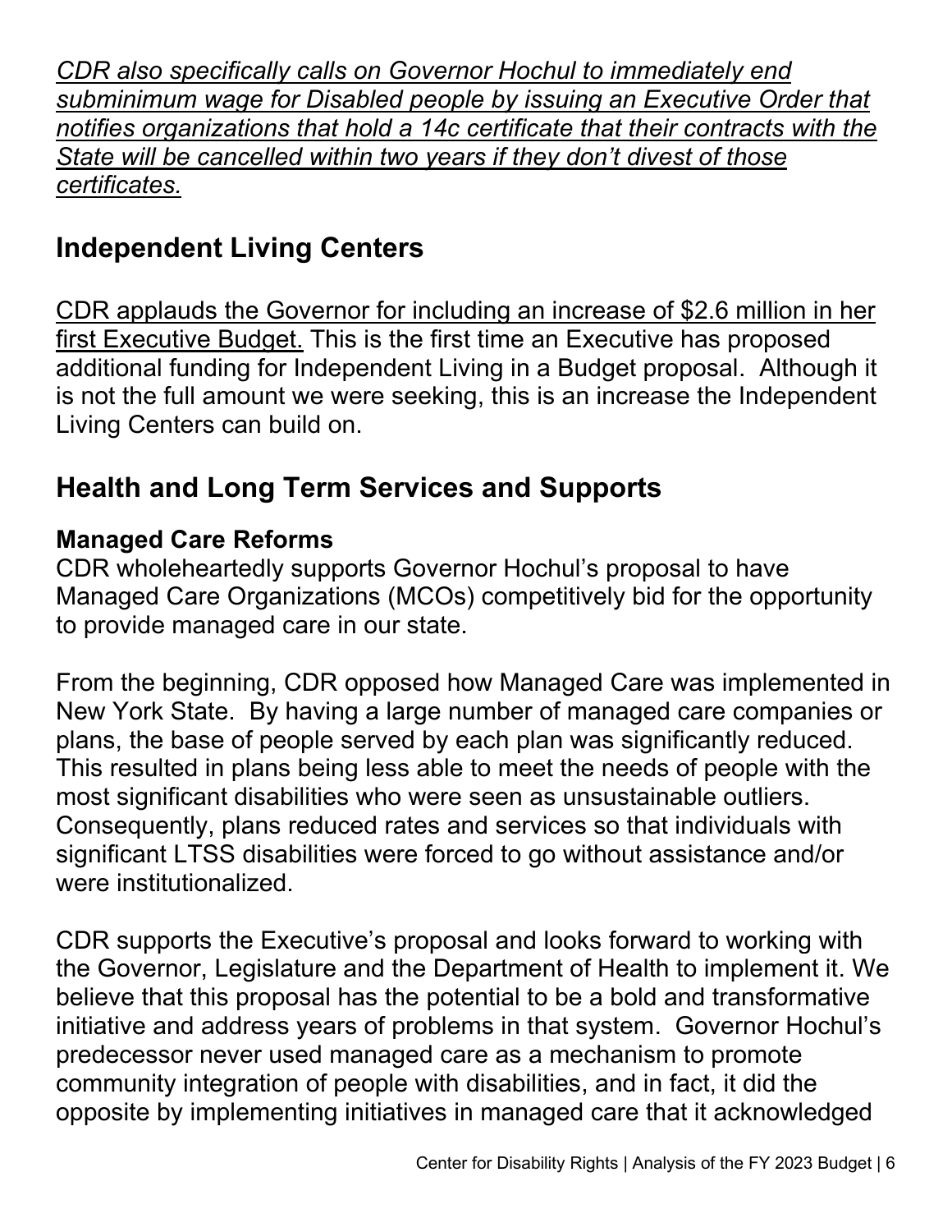*CDR also specifically calls on Governor Hochul to immediately end subminimum wage for Disabled people by issuing an Executive Order that notifies organizations that hold a 14c certificate that their contracts with the State will be cancelled within two years if they don't divest of those certificates.*

## Independent Living Centers

CDR applauds the Governor for including an increase of $2.6 million in her first Executive Budget. This is the first time an Executive has proposed additional funding for Independent Living in a Budget proposal. Although it is not the full amount we were seeking, this is an increase the Independent Living Centers can build on.

## Health and Long Term Services and Supports

### Managed Care Reforms

CDR wholeheartedly supports Governor Hochul's proposal to have Managed Care Organizations (MCOs) competitively bid for the opportunity to provide managed care in our state.

From the beginning, CDR opposed how Managed Care was implemented in New York State. By having a large number of managed care companies or plans, the base of people served by each plan was significantly reduced. This resulted in plans being less able to meet the needs of people with the most significant disabilities who were seen as unsustainable outliers. Consequently, plans reduced rates and services so that individuals with significant LTSS disabilities were forced to go without assistance and/or were institutionalized.

CDR supports the Executive's proposal and looks forward to working with the Governor, Legislature and the Department of Health to implement it. We believe that this proposal has the potential to be a bold and transformative initiative and address years of problems in that system. Governor Hochul's predecessor never used managed care as a mechanism to promote community integration of people with disabilities, and in fact, it did the opposite by implementing initiatives in managed care that it acknowledged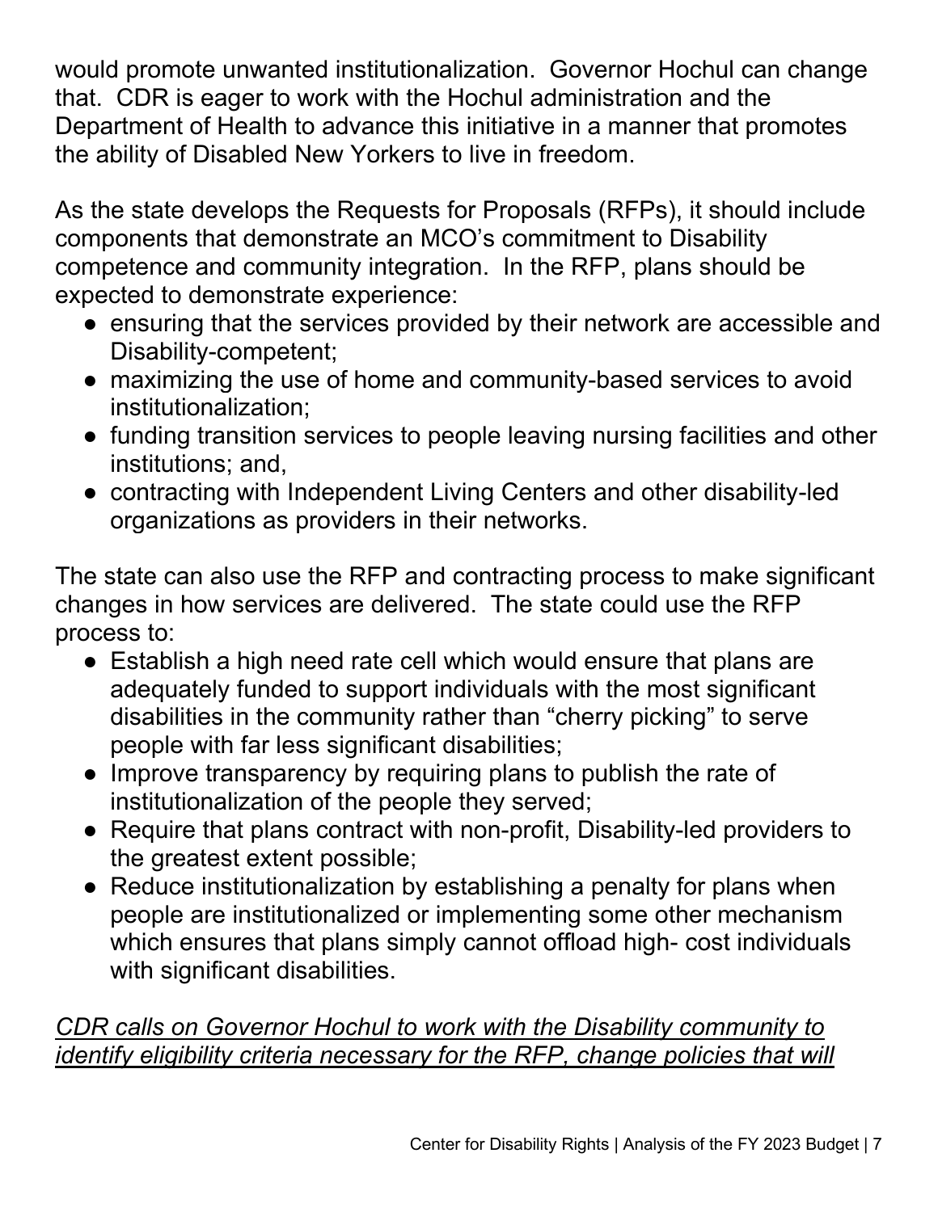would promote unwanted institutionalization. Governor Hochul can change that. CDR is eager to work with the Hochul administration and the Department of Health to advance this initiative in a manner that promotes the ability of Disabled New Yorkers to live in freedom.

As the state develops the Requests for Proposals (RFPs), it should include components that demonstrate an MCO's commitment to Disability competence and community integration. In the RFP, plans should be expected to demonstrate experience:

- ensuring that the services provided by their network are accessible and Disability-competent;
- maximizing the use of home and community-based services to avoid institutionalization;
- funding transition services to people leaving nursing facilities and other institutions; and,
- contracting with Independent Living Centers and other disability-led organizations as providers in their networks.

The state can also use the RFP and contracting process to make significant changes in how services are delivered. The state could use the RFP process to:

- Establish a high need rate cell which would ensure that plans are adequately funded to support individuals with the most significant disabilities in the community rather than "cherry picking" to serve people with far less significant disabilities;
- Improve transparency by requiring plans to publish the rate of institutionalization of the people they served;
- Require that plans contract with non-profit, Disability-led providers to the greatest extent possible;
- Reduce institutionalization by establishing a penalty for plans when people are institutionalized or implementing some other mechanism which ensures that plans simply cannot offload high- cost individuals with significant disabilities.

*CDR calls on Governor Hochul to work with the Disability community to identify eligibility criteria necessary for the RFP, change policies that will*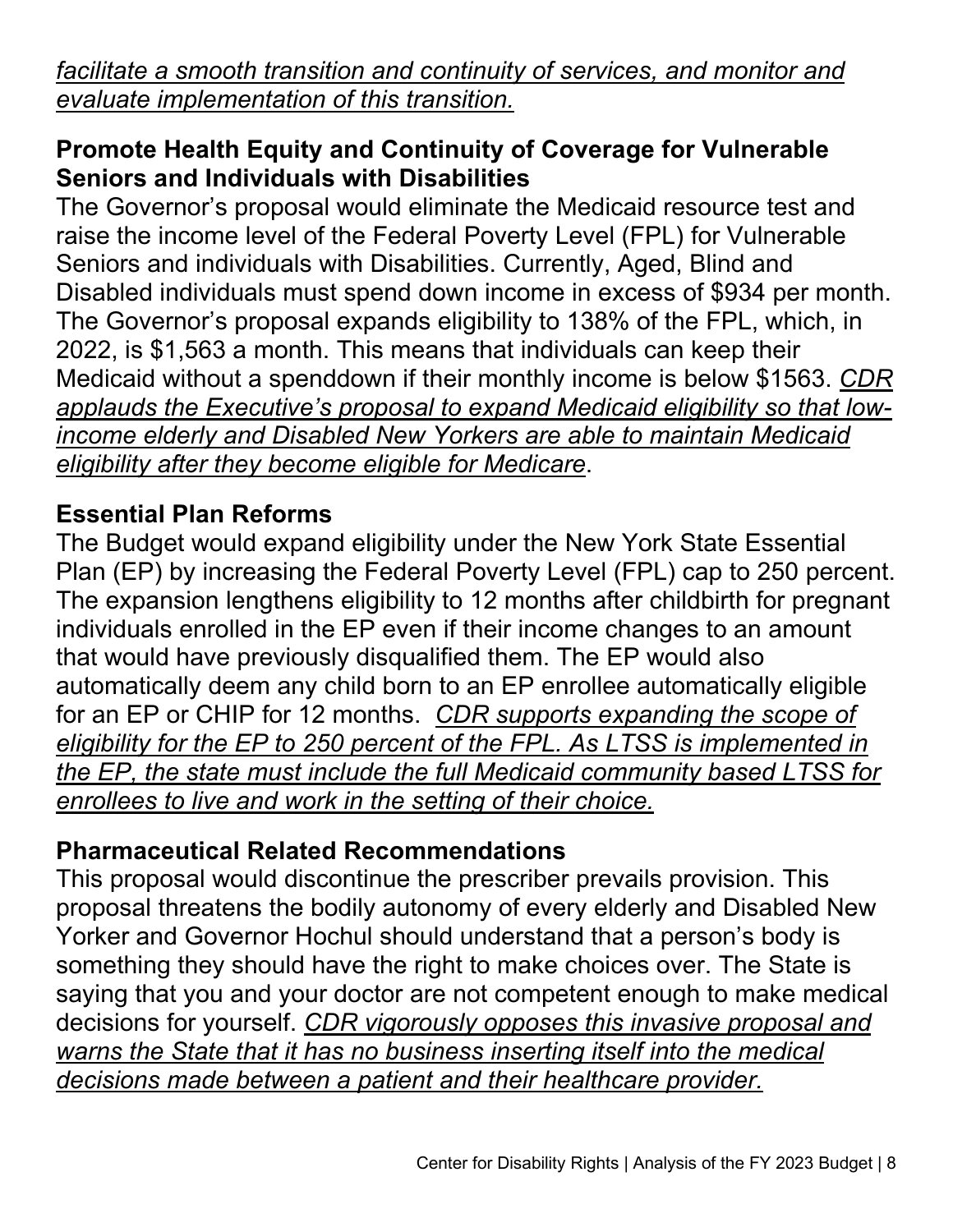*facilitate a smooth transition and continuity of services, and monitor and evaluate implementation of this transition.*

## Promote Health Equity and Continuity of Coverage for Vulnerable Seniors and Individuals with Disabilities

The Governor's proposal would eliminate the Medicaid resource test and raise the income level of the Federal Poverty Level (FPL) for Vulnerable Seniors and individuals with Disabilities. Currently, Aged, Blind and Disabled individuals must spend down income in excess of $934 per month. The Governor's proposal expands eligibility to 138% of the FPL, which, in 2022, is $1,563 a month. This means that individuals can keep their Medicaid without a spenddown if their monthly income is below $1563. *CDR applauds the Executive's proposal to expand Medicaid eligibility so that low-income elderly and Disabled New Yorkers are able to maintain Medicaid eligibility after they become eligible for Medicare*.

## Essential Plan Reforms

The Budget would expand eligibility under the New York State Essential Plan (EP) by increasing the Federal Poverty Level (FPL) cap to 250 percent. The expansion lengthens eligibility to 12 months after childbirth for pregnant individuals enrolled in the EP even if their income changes to an amount that would have previously disqualified them. The EP would also automatically deem any child born to an EP enrollee automatically eligible for an EP or CHIP for 12 months. *CDR supports expanding the scope of eligibility for the EP to 250 percent of the FPL. As LTSS is implemented in the EP, the state must include the full Medicaid community based LTSS for enrollees to live and work in the setting of their choice.*

## Pharmaceutical Related Recommendations

This proposal would discontinue the prescriber prevails provision. This proposal threatens the bodily autonomy of every elderly and Disabled New Yorker and Governor Hochul should understand that a person's body is something they should have the right to make choices over. The State is saying that you and your doctor are not competent enough to make medical decisions for yourself. *CDR vigorously opposes this invasive proposal and warns the State that it has no business inserting itself into the medical decisions made between a patient and their healthcare provider.*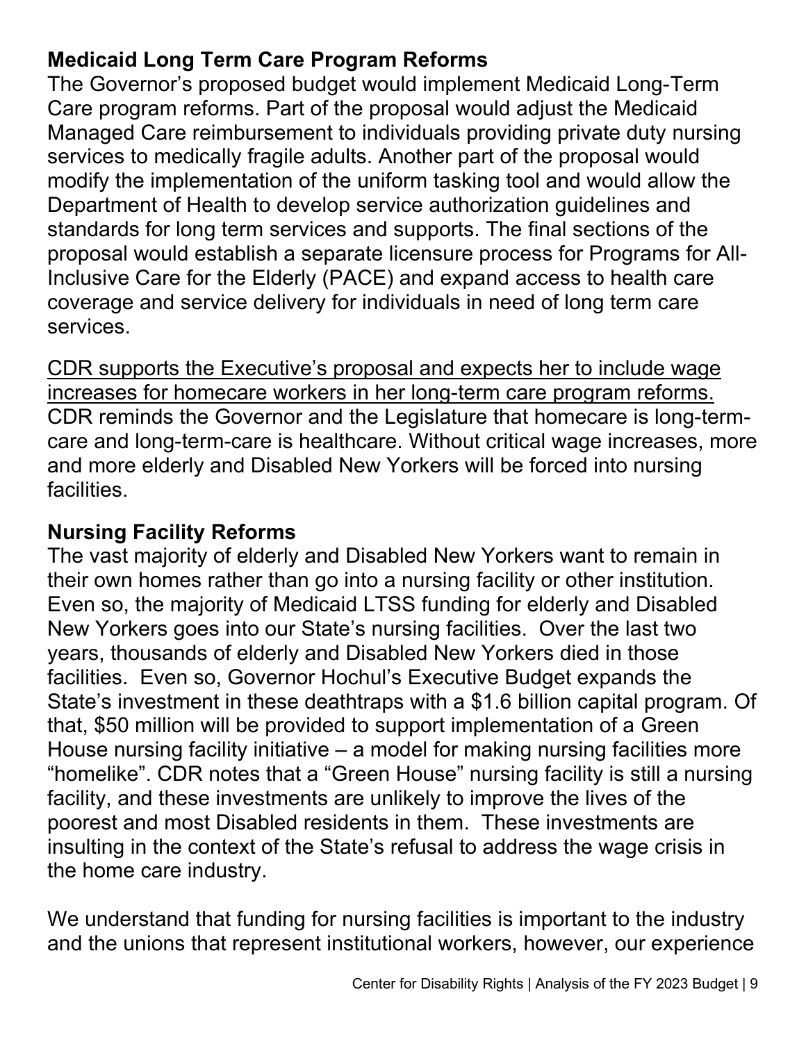**Medicaid Long Term Care Program Reforms**
The Governor's proposed budget would implement Medicaid Long-Term Care program reforms. Part of the proposal would adjust the Medicaid Managed Care reimbursement to individuals providing private duty nursing services to medically fragile adults. Another part of the proposal would modify the implementation of the uniform tasking tool and would allow the Department of Health to develop service authorization guidelines and standards for long term services and supports. The final sections of the proposal would establish a separate licensure process for Programs for All-Inclusive Care for the Elderly (PACE) and expand access to health care coverage and service delivery for individuals in need of long term care services.

<u>CDR supports the Executive's proposal and expects her to include wage increases for homecare workers in her long-term care program reforms.</u> CDR reminds the Governor and the Legislature that homecare is long-term-care and long-term-care is healthcare. Without critical wage increases, more and more elderly and Disabled New Yorkers will be forced into nursing facilities.

**Nursing Facility Reforms**
The vast majority of elderly and Disabled New Yorkers want to remain in their own homes rather than go into a nursing facility or other institution. Even so, the majority of Medicaid LTSS funding for elderly and Disabled New Yorkers goes into our State's nursing facilities. Over the last two years, thousands of elderly and Disabled New Yorkers died in those facilities. Even so, Governor Hochul's Executive Budget expands the State's investment in these deathtraps with a $1.6 billion capital program. Of that, $50 million will be provided to support implementation of a Green House nursing facility initiative – a model for making nursing facilities more "homelike". CDR notes that a "Green House" nursing facility is still a nursing facility, and these investments are unlikely to improve the lives of the poorest and most Disabled residents in them. These investments are insulting in the context of the State's refusal to address the wage crisis in the home care industry.

We understand that funding for nursing facilities is important to the industry and the unions that represent institutional workers, however, our experience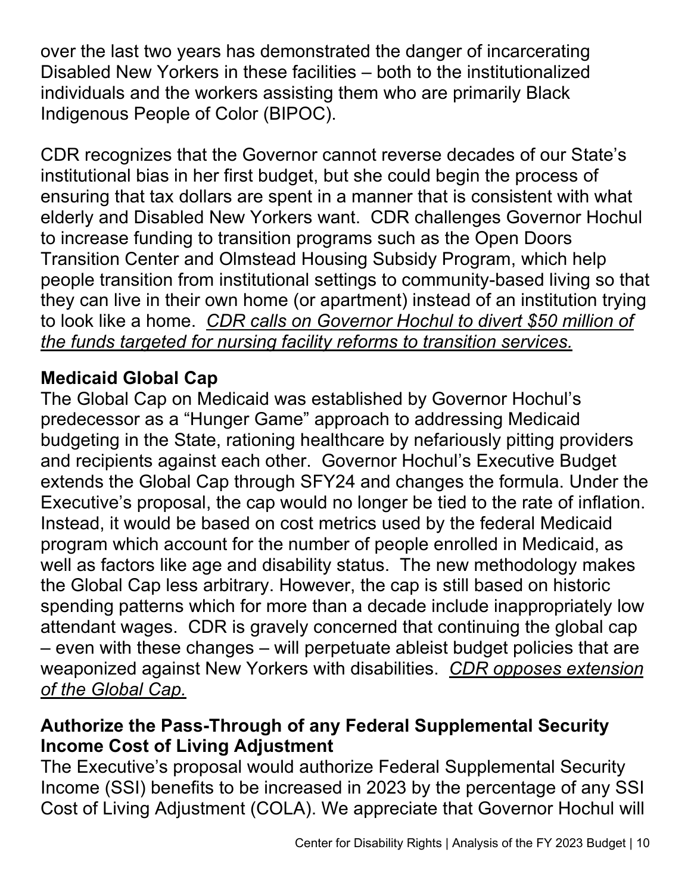over the last two years has demonstrated the danger of incarcerating Disabled New Yorkers in these facilities – both to the institutionalized individuals and the workers assisting them who are primarily Black Indigenous People of Color (BIPOC).

CDR recognizes that the Governor cannot reverse decades of our State's institutional bias in her first budget, but she could begin the process of ensuring that tax dollars are spent in a manner that is consistent with what elderly and Disabled New Yorkers want. CDR challenges Governor Hochul to increase funding to transition programs such as the Open Doors Transition Center and Olmstead Housing Subsidy Program, which help people transition from institutional settings to community-based living so that they can live in their own home (or apartment) instead of an institution trying to look like a home. *CDR calls on Governor Hochul to divert $50 million of the funds targeted for nursing facility reforms to transition services.*

### Medicaid Global Cap

The Global Cap on Medicaid was established by Governor Hochul's predecessor as a "Hunger Game" approach to addressing Medicaid budgeting in the State, rationing healthcare by nefariously pitting providers and recipients against each other. Governor Hochul's Executive Budget extends the Global Cap through SFY24 and changes the formula. Under the Executive's proposal, the cap would no longer be tied to the rate of inflation. Instead, it would be based on cost metrics used by the federal Medicaid program which account for the number of people enrolled in Medicaid, as well as factors like age and disability status. The new methodology makes the Global Cap less arbitrary. However, the cap is still based on historic spending patterns which for more than a decade include inappropriately low attendant wages. CDR is gravely concerned that continuing the global cap – even with these changes – will perpetuate ableist budget policies that are weaponized against New Yorkers with disabilities. *CDR opposes extension of the Global Cap.*

### Authorize the Pass-Through of any Federal Supplemental Security Income Cost of Living Adjustment

The Executive's proposal would authorize Federal Supplemental Security Income (SSI) benefits to be increased in 2023 by the percentage of any SSI Cost of Living Adjustment (COLA). We appreciate that Governor Hochul will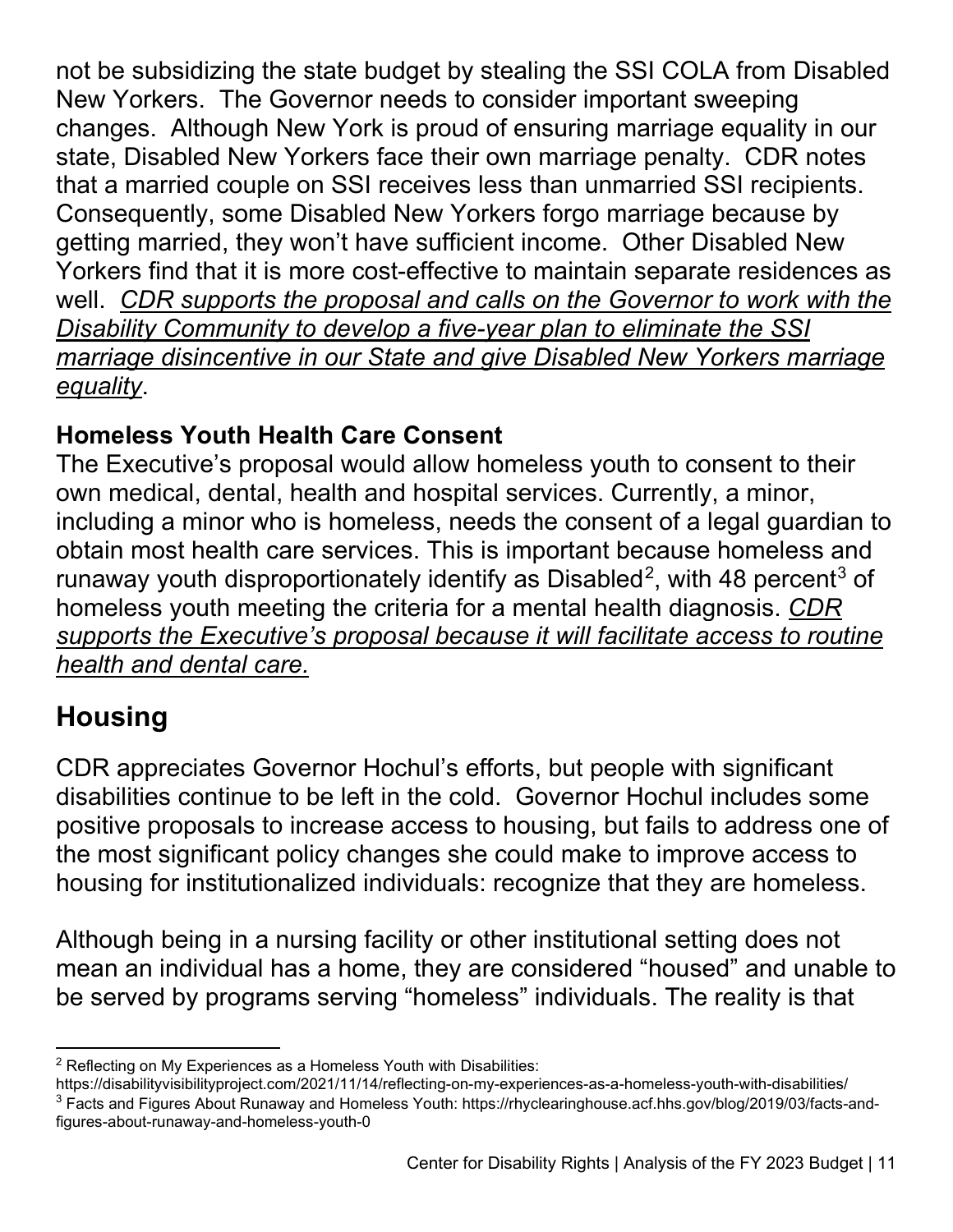not be subsidizing the state budget by stealing the SSI COLA from Disabled New Yorkers. The Governor needs to consider important sweeping changes. Although New York is proud of ensuring marriage equality in our state, Disabled New Yorkers face their own marriage penalty. CDR notes that a married couple on SSI receives less than unmarried SSI recipients. Consequently, some Disabled New Yorkers forgo marriage because by getting married, they won't have sufficient income. Other Disabled New Yorkers find that it is more cost-effective to maintain separate residences as well. *CDR supports the proposal and calls on the Governor to work with the Disability Community to develop a five-year plan to eliminate the SSI marriage disincentive in our State and give Disabled New Yorkers marriage equality*.

**Homeless Youth Health Care Consent**

The Executive's proposal would allow homeless youth to consent to their own medical, dental, health and hospital services. Currently, a minor, including a minor who is homeless, needs the consent of a legal guardian to obtain most health care services. This is important because homeless and runaway youth disproportionately identify as Disabled[2], with 48 percent[3] of homeless youth meeting the criteria for a mental health diagnosis. *CDR supports the Executive's proposal because it will facilitate access to routine health and dental care.*

## Housing

CDR appreciates Governor Hochul's efforts, but people with significant disabilities continue to be left in the cold. Governor Hochul includes some positive proposals to increase access to housing, but fails to address one of the most significant policy changes she could make to improve access to housing for institutionalized individuals: recognize that they are homeless.

Although being in a nursing facility or other institutional setting does not mean an individual has a home, they are considered "housed" and unable to be served by programs serving "homeless" individuals. The reality is that

---

[2] Reflecting on My Experiences as a Homeless Youth with Disabilities: https://disabilityvisibilityproject.com/2021/11/14/reflecting-on-my-experiences-as-a-homeless-youth-with-disabilities/

[3] Facts and Figures About Runaway and Homeless Youth: https://rhyclearinghouse.acf.hhs.gov/blog/2019/03/facts-and-figures-about-runaway-and-homeless-youth-0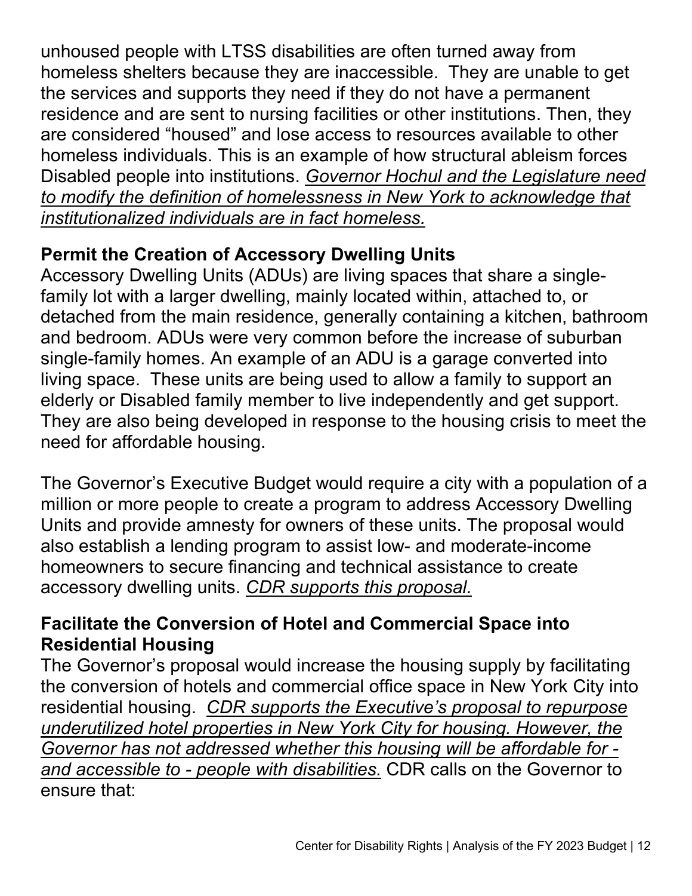unhoused people with LTSS disabilities are often turned away from homeless shelters because they are inaccessible. They are unable to get the services and supports they need if they do not have a permanent residence and are sent to nursing facilities or other institutions. Then, they are considered "housed" and lose access to resources available to other homeless individuals. This is an example of how structural ableism forces Disabled people into institutions. *Governor Hochul and the Legislature need to modify the definition of homelessness in New York to acknowledge that institutionalized individuals are in fact homeless.*

**Permit the Creation of Accessory Dwelling Units**

Accessory Dwelling Units (ADUs) are living spaces that share a single-family lot with a larger dwelling, mainly located within, attached to, or detached from the main residence, generally containing a kitchen, bathroom and bedroom. ADUs were very common before the increase of suburban single-family homes. An example of an ADU is a garage converted into living space. These units are being used to allow a family to support an elderly or Disabled family member to live independently and get support. They are also being developed in response to the housing crisis to meet the need for affordable housing.

The Governor's Executive Budget would require a city with a population of a million or more people to create a program to address Accessory Dwelling Units and provide amnesty for owners of these units. The proposal would also establish a lending program to assist low- and moderate-income homeowners to secure financing and technical assistance to create accessory dwelling units. *CDR supports this proposal.*

**Facilitate the Conversion of Hotel and Commercial Space into Residential Housing**

The Governor's proposal would increase the housing supply by facilitating the conversion of hotels and commercial office space in New York City into residential housing. *CDR supports the Executive's proposal to repurpose underutilized hotel properties in New York City for housing. However, the Governor has not addressed whether this housing will be affordable for - and accessible to - people with disabilities.* CDR calls on the Governor to ensure that: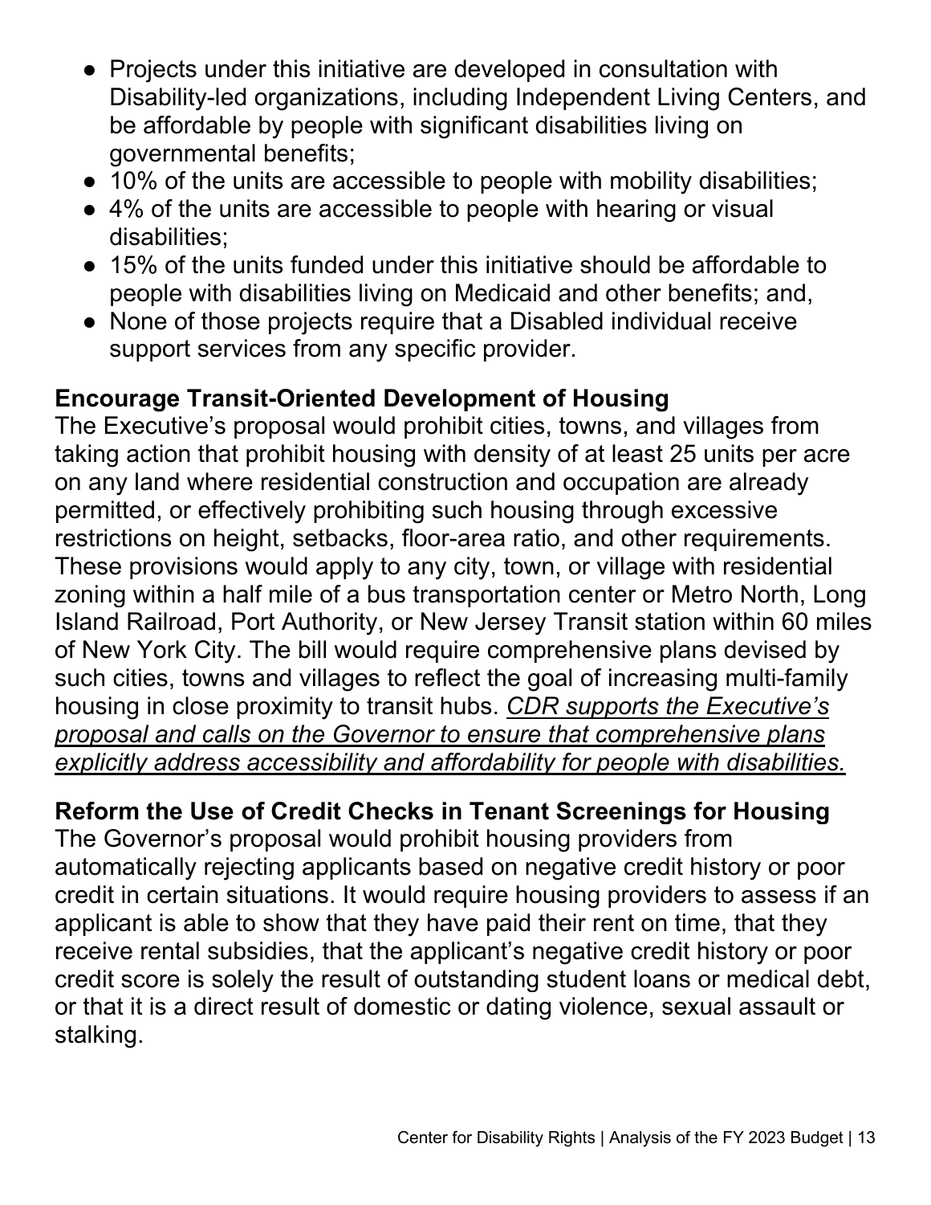- Projects under this initiative are developed in consultation with Disability-led organizations, including Independent Living Centers, and be affordable by people with significant disabilities living on governmental benefits;
- 10% of the units are accessible to people with mobility disabilities;
- 4% of the units are accessible to people with hearing or visual disabilities;
- 15% of the units funded under this initiative should be affordable to people with disabilities living on Medicaid and other benefits; and,
- None of those projects require that a Disabled individual receive support services from any specific provider.

## Encourage Transit-Oriented Development of Housing

The Executive's proposal would prohibit cities, towns, and villages from taking action that prohibit housing with density of at least 25 units per acre on any land where residential construction and occupation are already permitted, or effectively prohibiting such housing through excessive restrictions on height, setbacks, floor-area ratio, and other requirements. These provisions would apply to any city, town, or village with residential zoning within a half mile of a bus transportation center or Metro North, Long Island Railroad, Port Authority, or New Jersey Transit station within 60 miles of New York City. The bill would require comprehensive plans devised by such cities, towns and villages to reflect the goal of increasing multi-family housing in close proximity to transit hubs. *CDR supports the Executive's proposal and calls on the Governor to ensure that comprehensive plans explicitly address accessibility and affordability for people with disabilities.*

## Reform the Use of Credit Checks in Tenant Screenings for Housing

The Governor's proposal would prohibit housing providers from automatically rejecting applicants based on negative credit history or poor credit in certain situations. It would require housing providers to assess if an applicant is able to show that they have paid their rent on time, that they receive rental subsidies, that the applicant's negative credit history or poor credit score is solely the result of outstanding student loans or medical debt, or that it is a direct result of domestic or dating violence, sexual assault or stalking.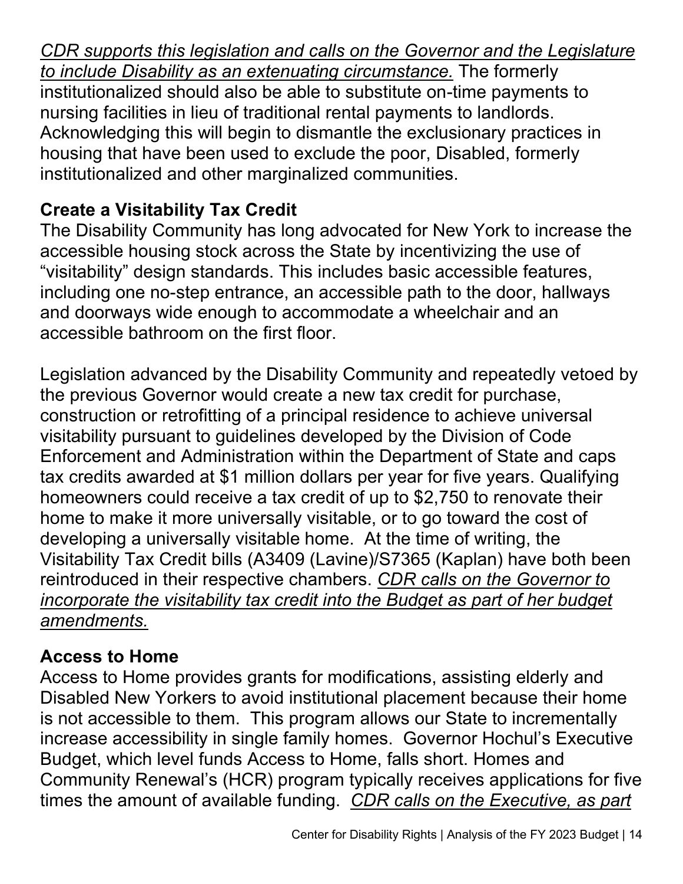*CDR supports this legislation and calls on the Governor and the Legislature to include Disability as an extenuating circumstance.* The formerly institutionalized should also be able to substitute on-time payments to nursing facilities in lieu of traditional rental payments to landlords. Acknowledging this will begin to dismantle the exclusionary practices in housing that have been used to exclude the poor, Disabled, formerly institutionalized and other marginalized communities.

### Create a Visitability Tax Credit

The Disability Community has long advocated for New York to increase the accessible housing stock across the State by incentivizing the use of "visitability" design standards. This includes basic accessible features, including one no-step entrance, an accessible path to the door, hallways and doorways wide enough to accommodate a wheelchair and an accessible bathroom on the first floor.

Legislation advanced by the Disability Community and repeatedly vetoed by the previous Governor would create a new tax credit for purchase, construction or retrofitting of a principal residence to achieve universal visitability pursuant to guidelines developed by the Division of Code Enforcement and Administration within the Department of State and caps tax credits awarded at $1 million dollars per year for five years. Qualifying homeowners could receive a tax credit of up to $2,750 to renovate their home to make it more universally visitable, or to go toward the cost of developing a universally visitable home. At the time of writing, the Visitability Tax Credit bills (A3409 (Lavine)/S7365 (Kaplan) have both been reintroduced in their respective chambers. *CDR calls on the Governor to incorporate the visitability tax credit into the Budget as part of her budget amendments.*

### Access to Home

Access to Home provides grants for modifications, assisting elderly and Disabled New Yorkers to avoid institutional placement because their home is not accessible to them. This program allows our State to incrementally increase accessibility in single family homes. Governor Hochul's Executive Budget, which level funds Access to Home, falls short. Homes and Community Renewal's (HCR) program typically receives applications for five times the amount of available funding. *CDR calls on the Executive, as part*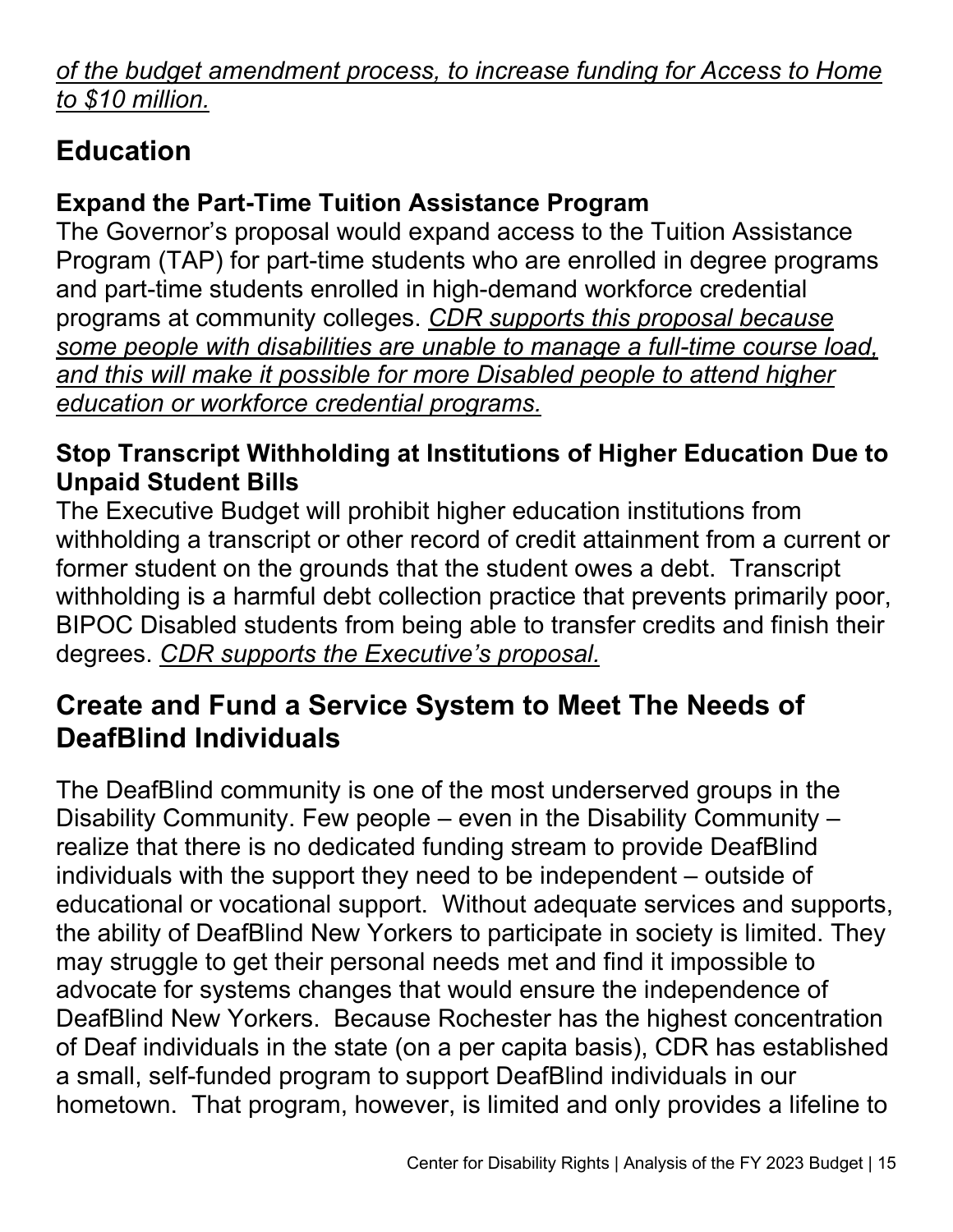*of the budget amendment process, to increase funding for Access to Home to $10 million.*

## Education

### Expand the Part-Time Tuition Assistance Program

The Governor's proposal would expand access to the Tuition Assistance Program (TAP) for part-time students who are enrolled in degree programs and part-time students enrolled in high-demand workforce credential programs at community colleges. *CDR supports this proposal because some people with disabilities are unable to manage a full-time course load, and this will make it possible for more Disabled people to attend higher education or workforce credential programs.*

### Stop Transcript Withholding at Institutions of Higher Education Due to Unpaid Student Bills

The Executive Budget will prohibit higher education institutions from withholding a transcript or other record of credit attainment from a current or former student on the grounds that the student owes a debt. Transcript withholding is a harmful debt collection practice that prevents primarily poor, BIPOC Disabled students from being able to transfer credits and finish their degrees. *CDR supports the Executive's proposal.*

## Create and Fund a Service System to Meet The Needs of DeafBlind Individuals

The DeafBlind community is one of the most underserved groups in the Disability Community. Few people – even in the Disability Community – realize that there is no dedicated funding stream to provide DeafBlind individuals with the support they need to be independent – outside of educational or vocational support. Without adequate services and supports, the ability of DeafBlind New Yorkers to participate in society is limited. They may struggle to get their personal needs met and find it impossible to advocate for systems changes that would ensure the independence of DeafBlind New Yorkers. Because Rochester has the highest concentration of Deaf individuals in the state (on a per capita basis), CDR has established a small, self-funded program to support DeafBlind individuals in our hometown. That program, however, is limited and only provides a lifeline to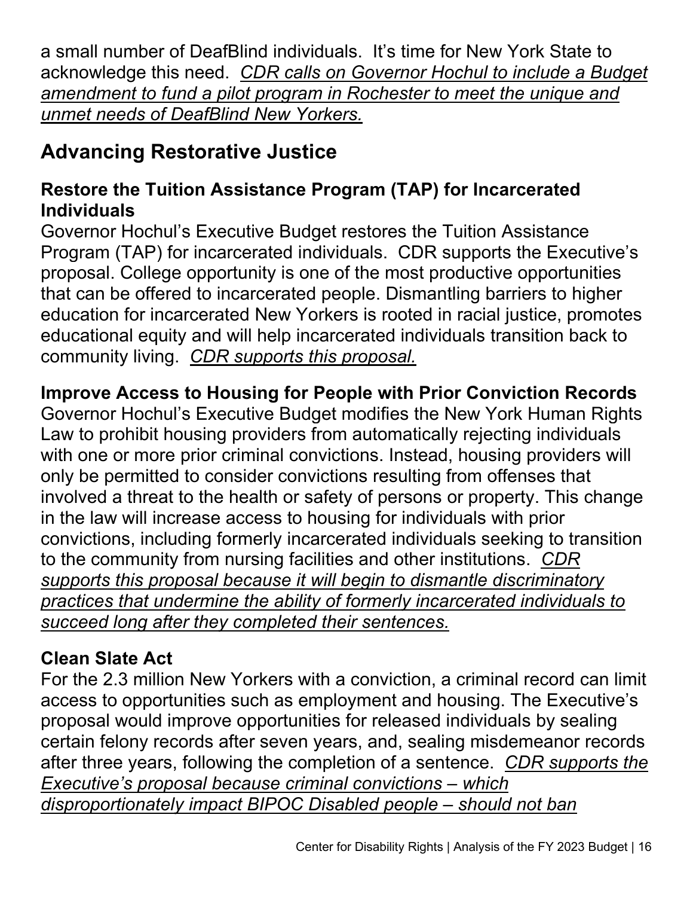a small number of DeafBlind individuals. It's time for New York State to acknowledge this need. *CDR calls on Governor Hochul to include a Budget amendment to fund a pilot program in Rochester to meet the unique and unmet needs of DeafBlind New Yorkers.*

## Advancing Restorative Justice

### Restore the Tuition Assistance Program (TAP) for Incarcerated Individuals

Governor Hochul's Executive Budget restores the Tuition Assistance Program (TAP) for incarcerated individuals. CDR supports the Executive's proposal. College opportunity is one of the most productive opportunities that can be offered to incarcerated people. Dismantling barriers to higher education for incarcerated New Yorkers is rooted in racial justice, promotes educational equity and will help incarcerated individuals transition back to community living. *CDR supports this proposal.*

### Improve Access to Housing for People with Prior Conviction Records

Governor Hochul's Executive Budget modifies the New York Human Rights Law to prohibit housing providers from automatically rejecting individuals with one or more prior criminal convictions. Instead, housing providers will only be permitted to consider convictions resulting from offenses that involved a threat to the health or safety of persons or property. This change in the law will increase access to housing for individuals with prior convictions, including formerly incarcerated individuals seeking to transition to the community from nursing facilities and other institutions. *CDR supports this proposal because it will begin to dismantle discriminatory practices that undermine the ability of formerly incarcerated individuals to succeed long after they completed their sentences.*

### Clean Slate Act

For the 2.3 million New Yorkers with a conviction, a criminal record can limit access to opportunities such as employment and housing. The Executive's proposal would improve opportunities for released individuals by sealing certain felony records after seven years, and, sealing misdemeanor records after three years, following the completion of a sentence. *CDR supports the Executive's proposal because criminal convictions – which disproportionately impact BIPOC Disabled people – should not ban*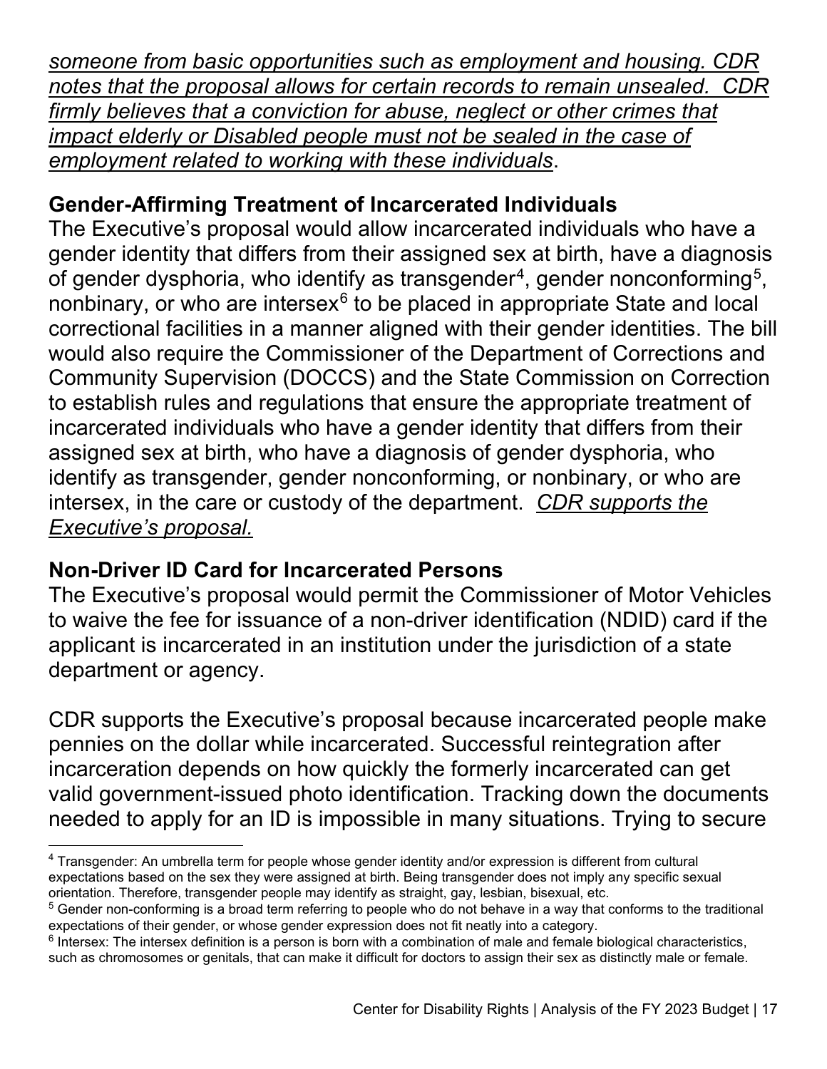*someone from basic opportunities such as employment and housing. CDR notes that the proposal allows for certain records to remain unsealed. CDR firmly believes that a conviction for abuse, neglect or other crimes that impact elderly or Disabled people must not be sealed in the case of employment related to working with these individuals*.

## Gender-Affirming Treatment of Incarcerated Individuals

The Executive's proposal would allow incarcerated individuals who have a gender identity that differs from their assigned sex at birth, have a diagnosis of gender dysphoria, who identify as transgender[4], gender nonconforming[5], nonbinary, or who are intersex[6] to be placed in appropriate State and local correctional facilities in a manner aligned with their gender identities. The bill would also require the Commissioner of the Department of Corrections and Community Supervision (DOCCS) and the State Commission on Correction to establish rules and regulations that ensure the appropriate treatment of incarcerated individuals who have a gender identity that differs from their assigned sex at birth, who have a diagnosis of gender dysphoria, who identify as transgender, gender nonconforming, or nonbinary, or who are intersex, in the care or custody of the department. *CDR supports the Executive's proposal.*

## Non-Driver ID Card for Incarcerated Persons

The Executive's proposal would permit the Commissioner of Motor Vehicles to waive the fee for issuance of a non-driver identification (NDID) card if the applicant is incarcerated in an institution under the jurisdiction of a state department or agency.

CDR supports the Executive's proposal because incarcerated people make pennies on the dollar while incarcerated. Successful reintegration after incarceration depends on how quickly the formerly incarcerated can get valid government-issued photo identification. Tracking down the documents needed to apply for an ID is impossible in many situations. Trying to secure

---

[4] Transgender: An umbrella term for people whose gender identity and/or expression is different from cultural expectations based on the sex they were assigned at birth. Being transgender does not imply any specific sexual orientation. Therefore, transgender people may identify as straight, gay, lesbian, bisexual, etc.

[5] Gender non-conforming is a broad term referring to people who do not behave in a way that conforms to the traditional expectations of their gender, or whose gender expression does not fit neatly into a category.

[6] Intersex: The intersex definition is a person is born with a combination of male and female biological characteristics, such as chromosomes or genitals, that can make it difficult for doctors to assign their sex as distinctly male or female.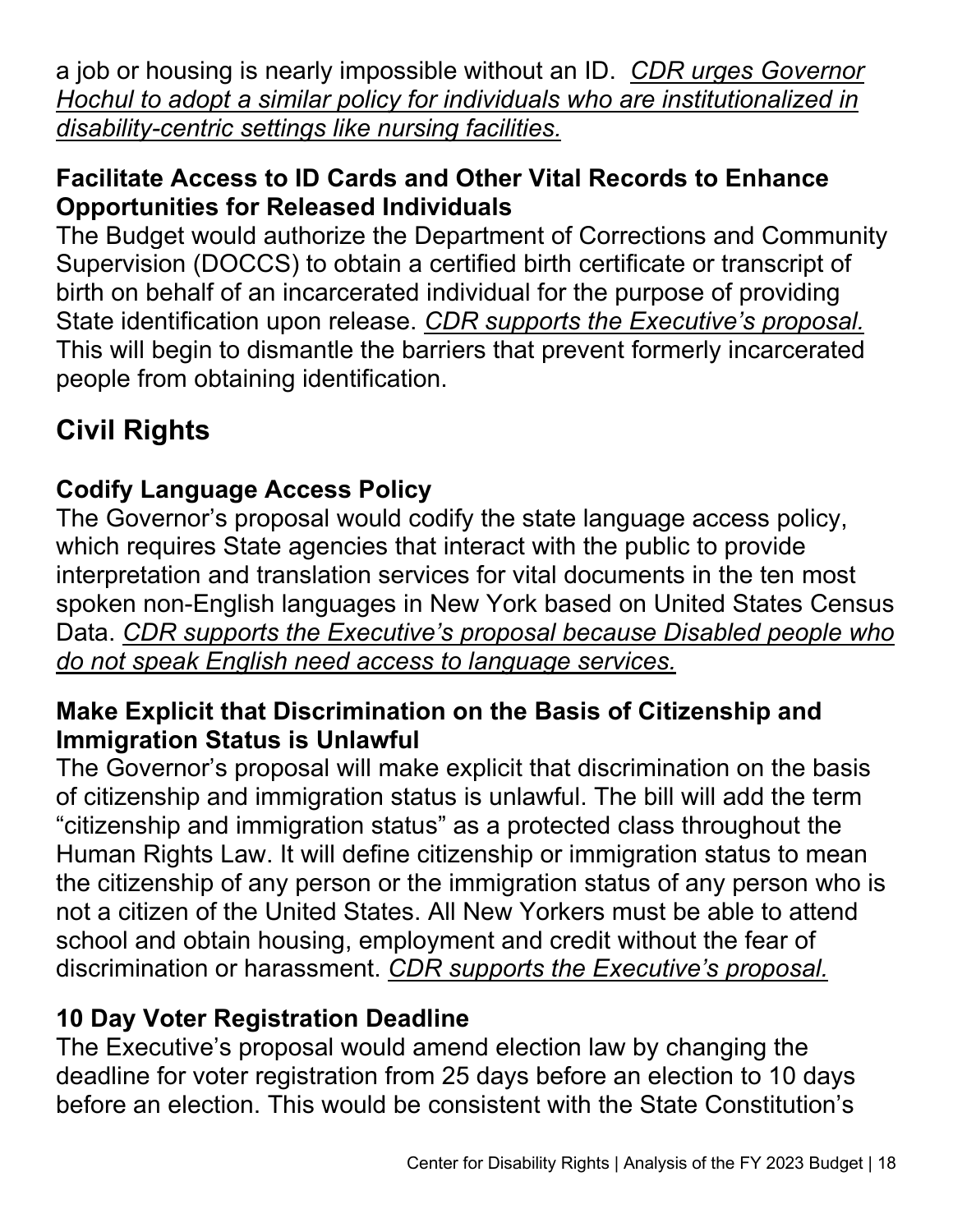a job or housing is nearly impossible without an ID. *<u>CDR urges Governor Hochul to adopt a similar policy for individuals who are institutionalized in disability-centric settings like nursing facilities.</u>*

### Facilitate Access to ID Cards and Other Vital Records to Enhance Opportunities for Released Individuals

The Budget would authorize the Department of Corrections and Community Supervision (DOCCS) to obtain a certified birth certificate or transcript of birth on behalf of an incarcerated individual for the purpose of providing State identification upon release. *<u>CDR supports the Executive's proposal.</u>* This will begin to dismantle the barriers that prevent formerly incarcerated people from obtaining identification.

## Civil Rights

### Codify Language Access Policy

The Governor's proposal would codify the state language access policy, which requires State agencies that interact with the public to provide interpretation and translation services for vital documents in the ten most spoken non-English languages in New York based on United States Census Data. *<u>CDR supports the Executive's proposal because Disabled people who do not speak English need access to language services.</u>*

### Make Explicit that Discrimination on the Basis of Citizenship and Immigration Status is Unlawful

The Governor's proposal will make explicit that discrimination on the basis of citizenship and immigration status is unlawful. The bill will add the term "citizenship and immigration status" as a protected class throughout the Human Rights Law. It will define citizenship or immigration status to mean the citizenship of any person or the immigration status of any person who is not a citizen of the United States. All New Yorkers must be able to attend school and obtain housing, employment and credit without the fear of discrimination or harassment. *<u>CDR supports the Executive's proposal.</u>*

### 10 Day Voter Registration Deadline

The Executive's proposal would amend election law by changing the deadline for voter registration from 25 days before an election to 10 days before an election. This would be consistent with the State Constitution's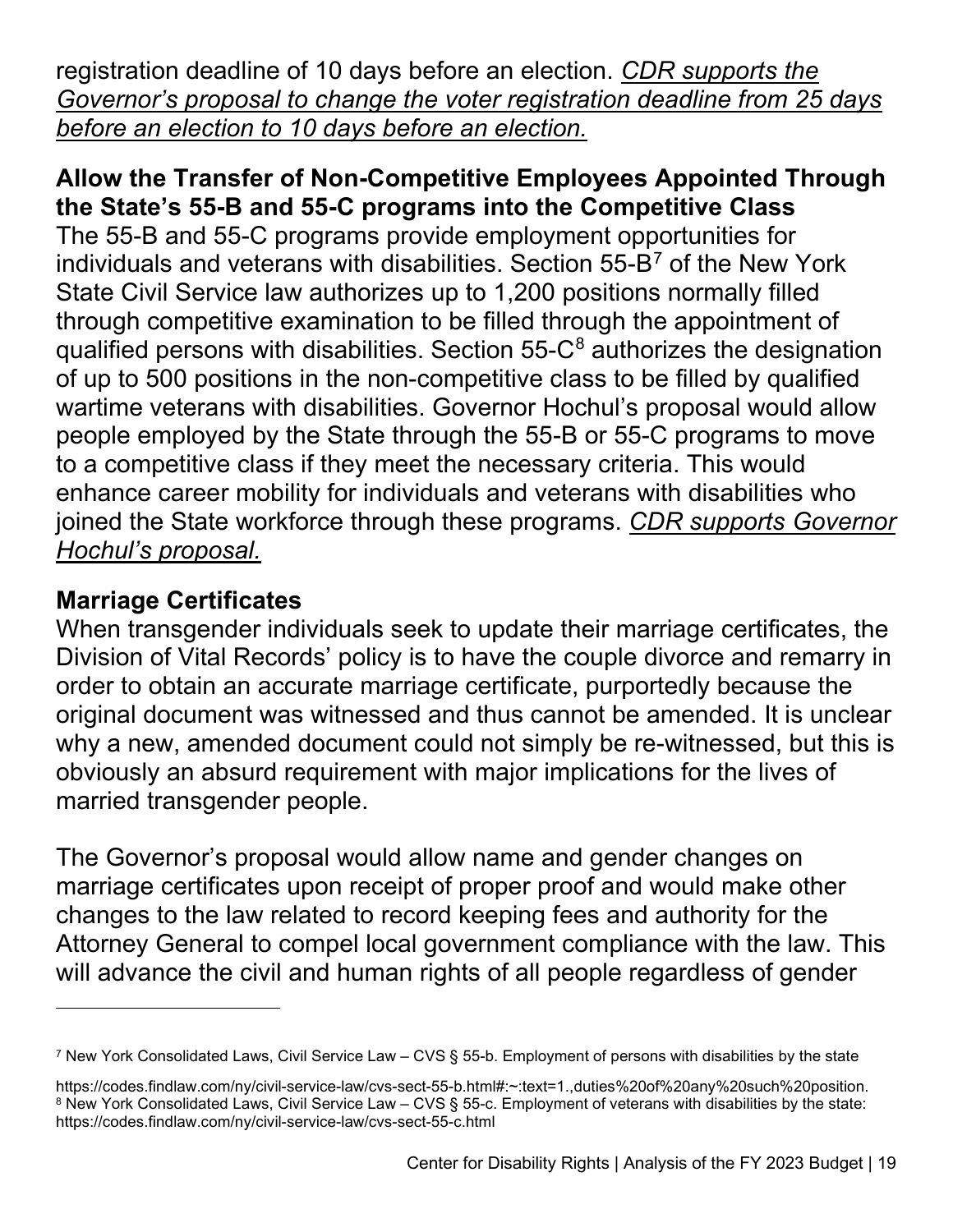registration deadline of 10 days before an election. *CDR supports the Governor's proposal to change the voter registration deadline from 25 days before an election to 10 days before an election.*

**Allow the Transfer of Non-Competitive Employees Appointed Through the State's 55-B and 55-C programs into the Competitive Class**

The 55-B and 55-C programs provide employment opportunities for individuals and veterans with disabilities. Section 55-B[7] of the New York State Civil Service law authorizes up to 1,200 positions normally filled through competitive examination to be filled through the appointment of qualified persons with disabilities. Section 55-C[8] authorizes the designation of up to 500 positions in the non-competitive class to be filled by qualified wartime veterans with disabilities. Governor Hochul's proposal would allow people employed by the State through the 55-B or 55-C programs to move to a competitive class if they meet the necessary criteria. This would enhance career mobility for individuals and veterans with disabilities who joined the State workforce through these programs. *CDR supports Governor Hochul's proposal.*

**Marriage Certificates**

When transgender individuals seek to update their marriage certificates, the Division of Vital Records' policy is to have the couple divorce and remarry in order to obtain an accurate marriage certificate, purportedly because the original document was witnessed and thus cannot be amended. It is unclear why a new, amended document could not simply be re-witnessed, but this is obviously an absurd requirement with major implications for the lives of married transgender people.

The Governor's proposal would allow name and gender changes on marriage certificates upon receipt of proper proof and would make other changes to the law related to record keeping fees and authority for the Attorney General to compel local government compliance with the law. This will advance the civil and human rights of all people regardless of gender

---

[7] New York Consolidated Laws, Civil Service Law – CVS § 55-b. Employment of persons with disabilities by the state

https://codes.findlaw.com/ny/civil-service-law/cvs-sect-55-b.html#:~:text=1.,duties%20of%20any%20such%20position.

[8] New York Consolidated Laws, Civil Service Law – CVS § 55-c. Employment of veterans with disabilities by the state: https://codes.findlaw.com/ny/civil-service-law/cvs-sect-55-c.html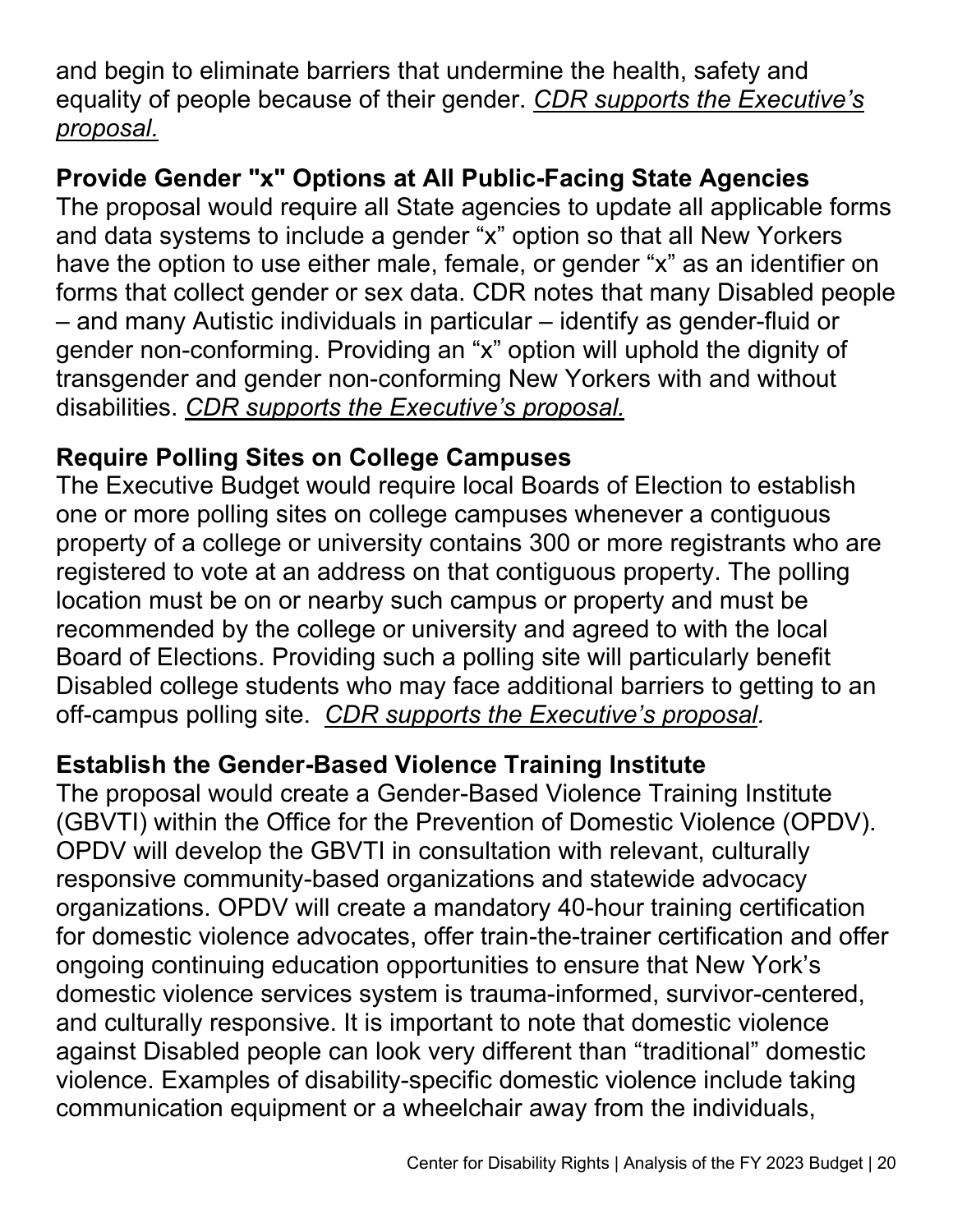and begin to eliminate barriers that undermine the health, safety and equality of people because of their gender. _CDR supports the Executive's proposal._

### Provide Gender "x" Options at All Public-Facing State Agencies

The proposal would require all State agencies to update all applicable forms and data systems to include a gender "x" option so that all New Yorkers have the option to use either male, female, or gender "x" as an identifier on forms that collect gender or sex data. CDR notes that many Disabled people – and many Autistic individuals in particular – identify as gender-fluid or gender non-conforming. Providing an "x" option will uphold the dignity of transgender and gender non-conforming New Yorkers with and without disabilities. _CDR supports the Executive's proposal._

### Require Polling Sites on College Campuses

The Executive Budget would require local Boards of Election to establish one or more polling sites on college campuses whenever a contiguous property of a college or university contains 300 or more registrants who are registered to vote at an address on that contiguous property. The polling location must be on or nearby such campus or property and must be recommended by the college or university and agreed to with the local Board of Elections. Providing such a polling site will particularly benefit Disabled college students who may face additional barriers to getting to an off-campus polling site. _CDR supports the Executive's proposal._

### Establish the Gender-Based Violence Training Institute

The proposal would create a Gender-Based Violence Training Institute (GBVTI) within the Office for the Prevention of Domestic Violence (OPDV). OPDV will develop the GBVTI in consultation with relevant, culturally responsive community-based organizations and statewide advocacy organizations. OPDV will create a mandatory 40-hour training certification for domestic violence advocates, offer train-the-trainer certification and offer ongoing continuing education opportunities to ensure that New York's domestic violence services system is trauma-informed, survivor-centered, and culturally responsive. It is important to note that domestic violence against Disabled people can look very different than "traditional" domestic violence. Examples of disability-specific domestic violence include taking communication equipment or a wheelchair away from the individuals,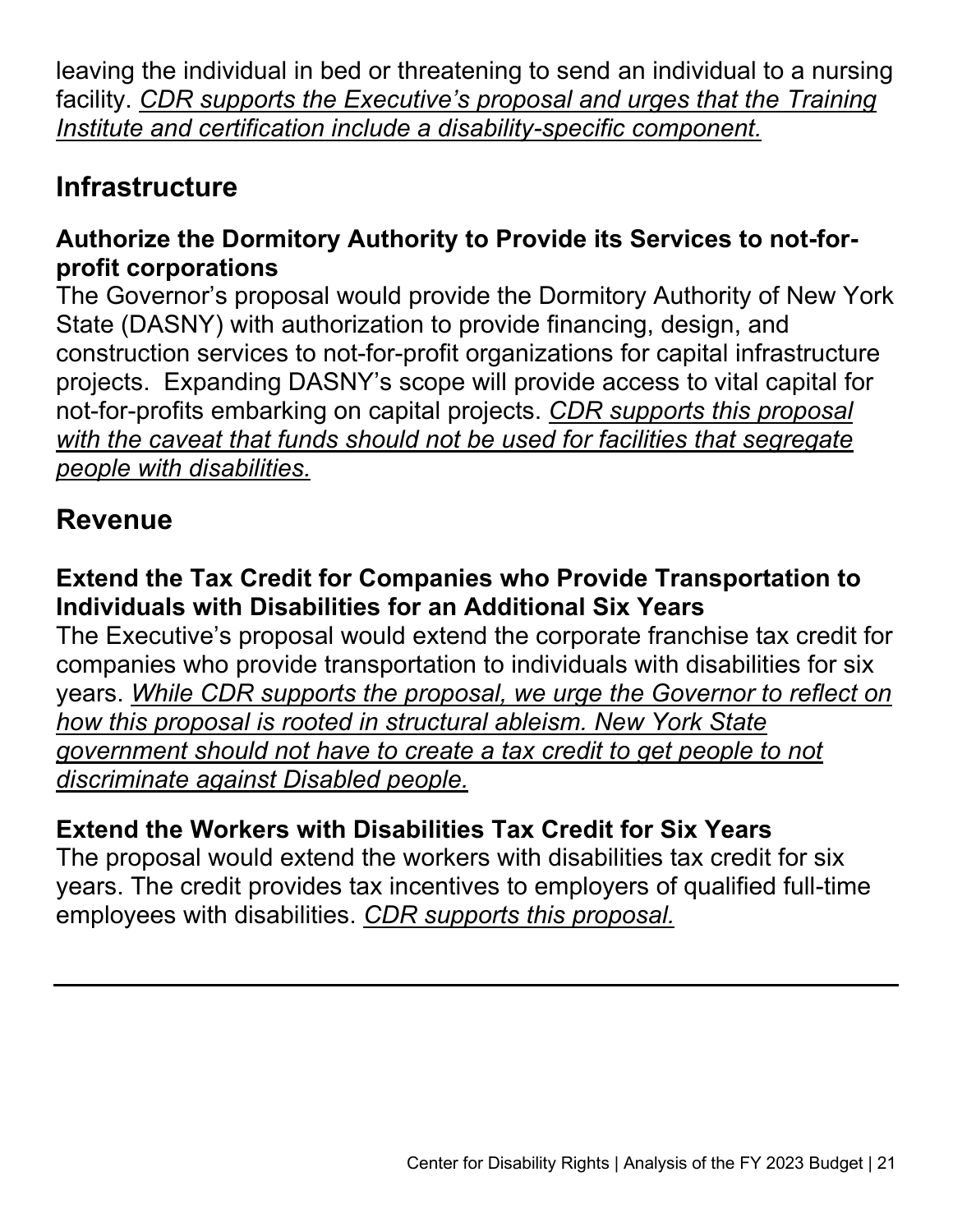leaving the individual in bed or threatening to send an individual to a nursing facility. *CDR supports the Executive's proposal and urges that the Training Institute and certification include a disability-specific component.*

## Infrastructure

### Authorize the Dormitory Authority to Provide its Services to not-for-profit corporations

The Governor's proposal would provide the Dormitory Authority of New York State (DASNY) with authorization to provide financing, design, and construction services to not-for-profit organizations for capital infrastructure projects. Expanding DASNY's scope will provide access to vital capital for not-for-profits embarking on capital projects. *CDR supports this proposal with the caveat that funds should not be used for facilities that segregate people with disabilities.*

## Revenue

### Extend the Tax Credit for Companies who Provide Transportation to Individuals with Disabilities for an Additional Six Years

The Executive's proposal would extend the corporate franchise tax credit for companies who provide transportation to individuals with disabilities for six years. *While CDR supports the proposal, we urge the Governor to reflect on how this proposal is rooted in structural ableism. New York State government should not have to create a tax credit to get people to not discriminate against Disabled people.*

### Extend the Workers with Disabilities Tax Credit for Six Years

The proposal would extend the workers with disabilities tax credit for six years. The credit provides tax incentives to employers of qualified full-time employees with disabilities. *CDR supports this proposal.*

---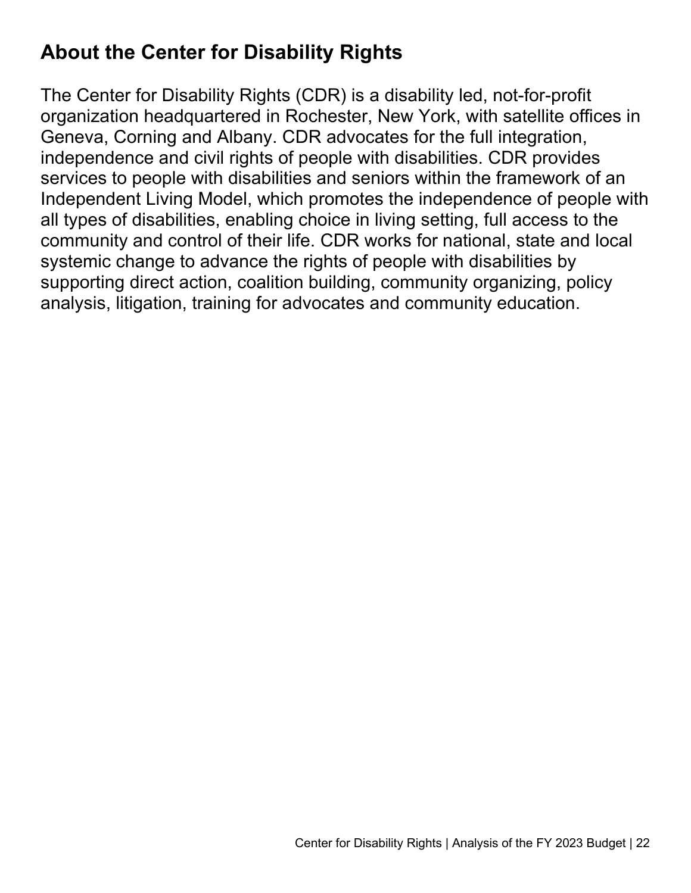## About the Center for Disability Rights

The Center for Disability Rights (CDR) is a disability led, not-for-profit organization headquartered in Rochester, New York, with satellite offices in Geneva, Corning and Albany. CDR advocates for the full integration, independence and civil rights of people with disabilities. CDR provides services to people with disabilities and seniors within the framework of an Independent Living Model, which promotes the independence of people with all types of disabilities, enabling choice in living setting, full access to the community and control of their life. CDR works for national, state and local systemic change to advance the rights of people with disabilities by supporting direct action, coalition building, community organizing, policy analysis, litigation, training for advocates and community education.